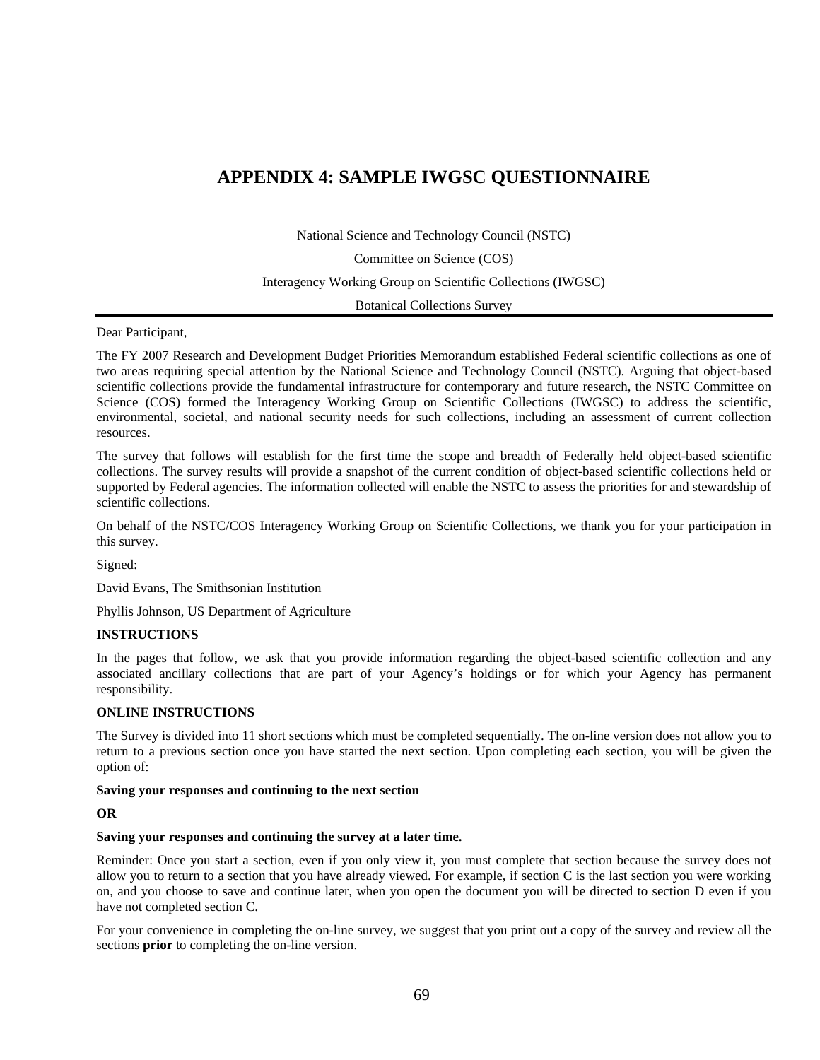# APPENDIX 4: SAMPLE IWGSC QUESTIONNAIRE

National Science and Technology Council (NSTC)

Committee on Science (COS)

Interagency Working Group on Scientific Collections (IWGSC)

Botanical Collections Survey

---

Dear Participant,

The FY 2007 Research and Development Budget Priorities Memorandum established Federal scientific collections as one of two areas requiring special attention by the National Science and Technology Council (NSTC). Arguing that object-based scientific collections provide the fundamental infrastructure for contemporary and future research, the NSTC Committee on Science (COS) formed the Interagency Working Group on Scientific Collections (IWGSC) to address the scientific, environmental, societal, and national security needs for such collections, including an assessment of current collection resources.

The survey that follows will establish for the first time the scope and breadth of Federally held object-based scientific collections. The survey results will provide a snapshot of the current condition of object-based scientific collections held or supported by Federal agencies. The information collected will enable the NSTC to assess the priorities for and stewardship of scientific collections.

On behalf of the NSTC/COS Interagency Working Group on Scientific Collections, we thank you for your participation in this survey.

Signed:

David Evans, The Smithsonian Institution

Phyllis Johnson, US Department of Agriculture

**INSTRUCTIONS**

In the pages that follow, we ask that you provide information regarding the object-based scientific collection and any associated ancillary collections that are part of your Agency's holdings or for which your Agency has permanent responsibility.

**ONLINE INSTRUCTIONS**

The Survey is divided into 11 short sections which must be completed sequentially. The on-line version does not allow you to return to a previous section once you have started the next section. Upon completing each section, you will be given the option of:

**Saving your responses and continuing to the next section**

**OR**

**Saving your responses and continuing the survey at a later time.**

Reminder: Once you start a section, even if you only view it, you must complete that section because the survey does not allow you to return to a section that you have already viewed. For example, if section C is the last section you were working on, and you choose to save and continue later, when you open the document you will be directed to section D even if you have not completed section C.

For your convenience in completing the on-line survey, we suggest that you print out a copy of the survey and review all the sections **prior** to completing the on-line version.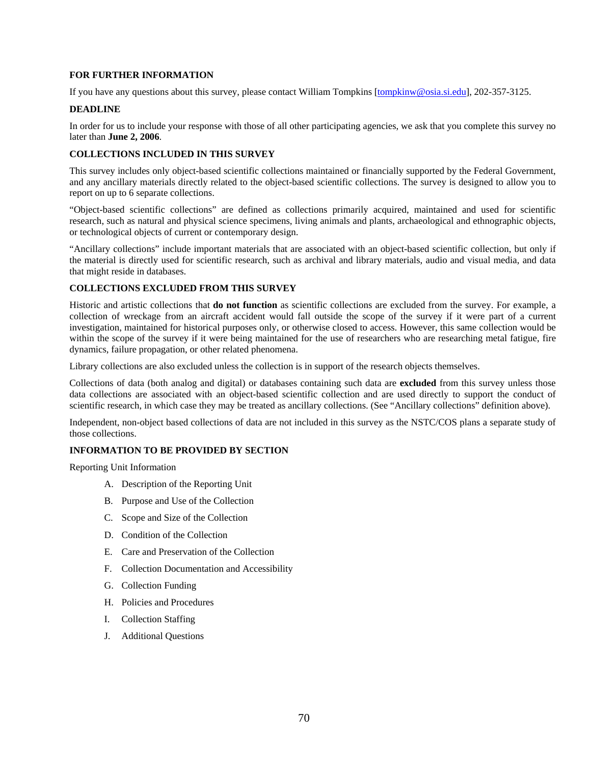**FOR FURTHER INFORMATION**

If you have any questions about this survey, please contact William Tompkins [tompkinw@osia.si.edu], 202-357-3125.

**DEADLINE**

In order for us to include your response with those of all other participating agencies, we ask that you complete this survey no later than **June 2, 2006**.

**COLLECTIONS INCLUDED IN THIS SURVEY**

This survey includes only object-based scientific collections maintained or financially supported by the Federal Government, and any ancillary materials directly related to the object-based scientific collections. The survey is designed to allow you to report on up to 6 separate collections.

"Object-based scientific collections" are defined as collections primarily acquired, maintained and used for scientific research, such as natural and physical science specimens, living animals and plants, archaeological and ethnographic objects, or technological objects of current or contemporary design.

"Ancillary collections" include important materials that are associated with an object-based scientific collection, but only if the material is directly used for scientific research, such as archival and library materials, audio and visual media, and data that might reside in databases.

**COLLECTIONS EXCLUDED FROM THIS SURVEY**

Historic and artistic collections that **do not function** as scientific collections are excluded from the survey. For example, a collection of wreckage from an aircraft accident would fall outside the scope of the survey if it were part of a current investigation, maintained for historical purposes only, or otherwise closed to access. However, this same collection would be within the scope of the survey if it were being maintained for the use of researchers who are researching metal fatigue, fire dynamics, failure propagation, or other related phenomena.

Library collections are also excluded unless the collection is in support of the research objects themselves.

Collections of data (both analog and digital) or databases containing such data are **excluded** from this survey unless those data collections are associated with an object-based scientific collection and are used directly to support the conduct of scientific research, in which case they may be treated as ancillary collections. (See "Ancillary collections" definition above).

Independent, non-object based collections of data are not included in this survey as the NSTC/COS plans a separate study of those collections.

**INFORMATION TO BE PROVIDED BY SECTION**

Reporting Unit Information

A. Description of the Reporting Unit

B. Purpose and Use of the Collection

C. Scope and Size of the Collection

D. Condition of the Collection

E. Care and Preservation of the Collection

F. Collection Documentation and Accessibility

G. Collection Funding

H. Policies and Procedures

I. Collection Staffing

J. Additional Questions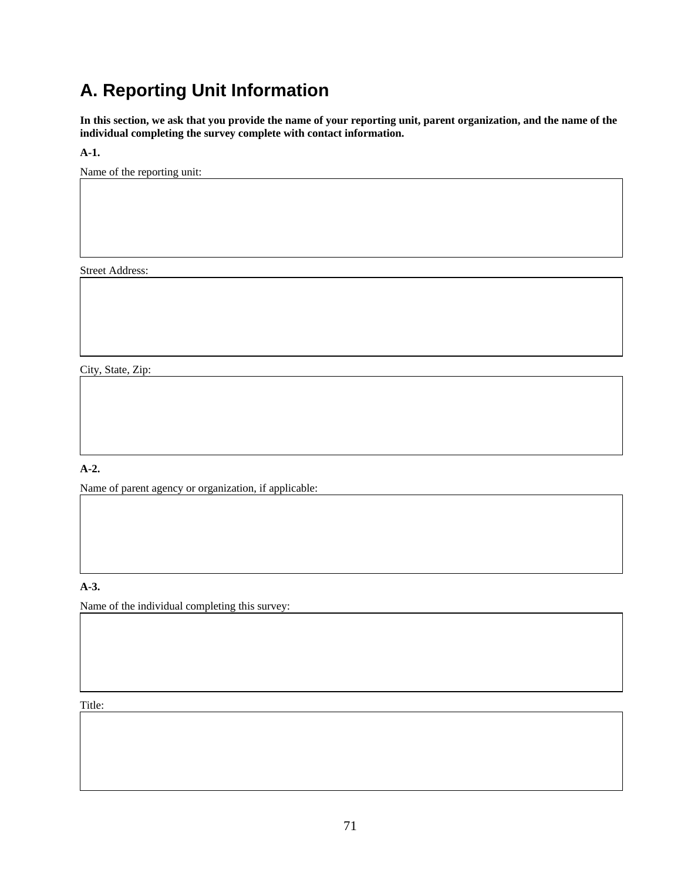# A. Reporting Unit Information

**In this section, we ask that you provide the name of your reporting unit, parent organization, and the name of the individual completing the survey complete with contact information.**

**A-1.**

Name of the reporting unit:

Street Address:

City, State, Zip:

**A-2.**

Name of parent agency or organization, if applicable:

**A-3.**

Name of the individual completing this survey:

Title: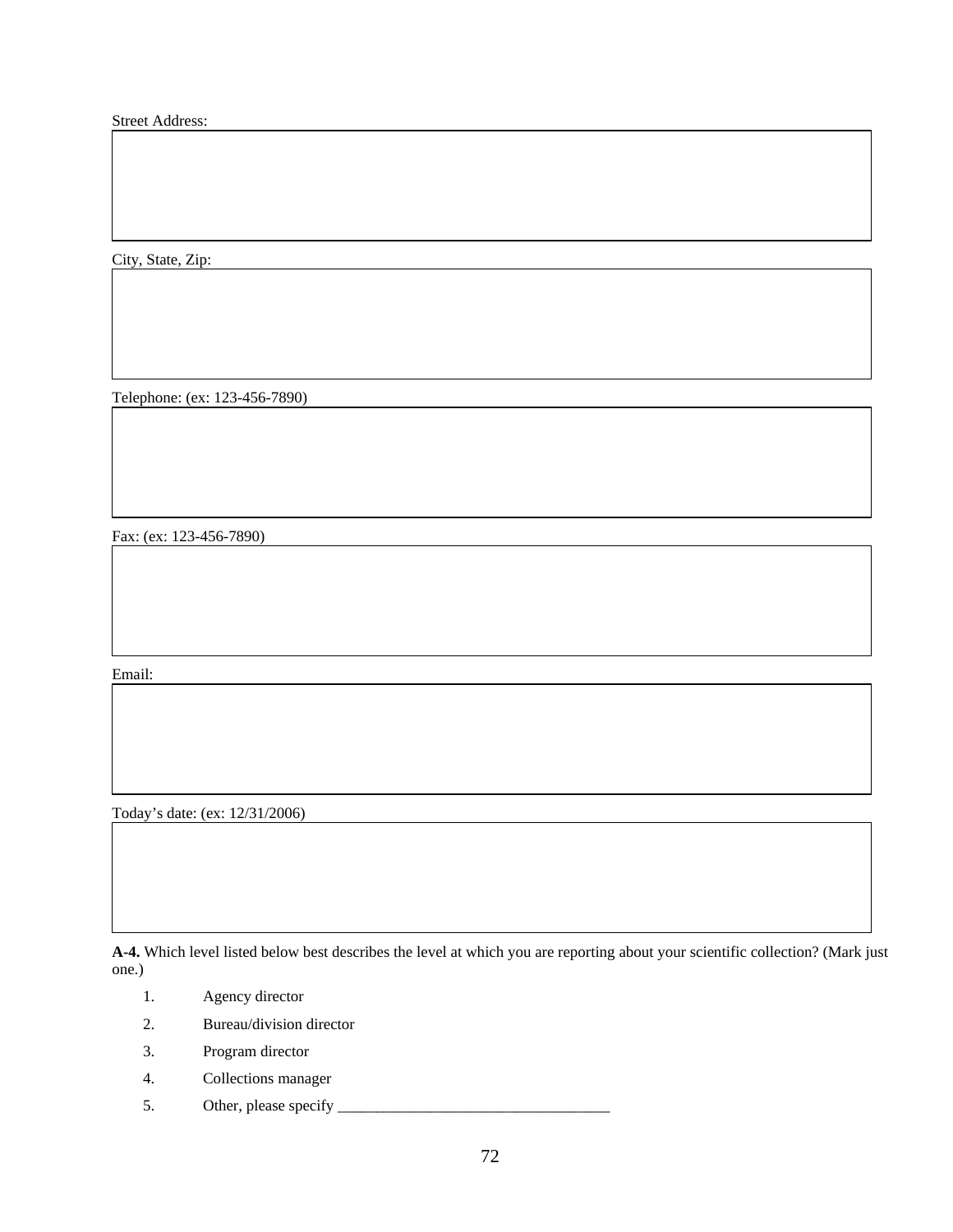Street Address:

City, State, Zip:

Telephone: (ex: 123-456-7890)

Fax: (ex: 123-456-7890)

Email:

Today's date: (ex: 12/31/2006)

**A-4.** Which level listed below best describes the level at which you are reporting about your scientific collection? (Mark just one.)

1. Agency director
2. Bureau/division director
3. Program director
4. Collections manager
5. Other, please specify ___________________________________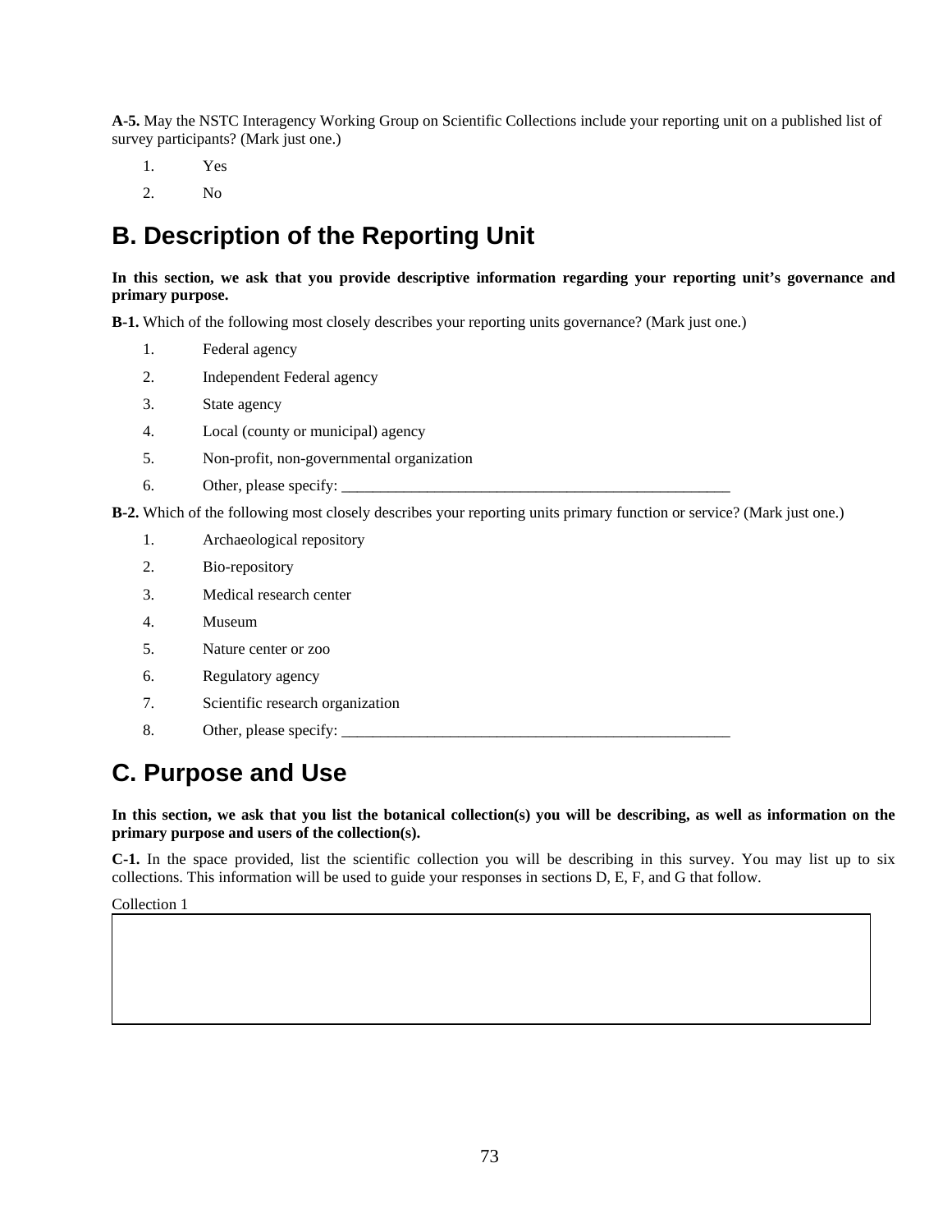**A-5.** May the NSTC Interagency Working Group on Scientific Collections include your reporting unit on a published list of survey participants? (Mark just one.)

1. Yes
2. No

## B. Description of the Reporting Unit

**In this section, we ask that you provide descriptive information regarding your reporting unit's governance and primary purpose.**

**B-1.** Which of the following most closely describes your reporting units governance? (Mark just one.)

1. Federal agency
2. Independent Federal agency
3. State agency
4. Local (county or municipal) agency
5. Non-profit, non-governmental organization
6. Other, please specify: ____________________________________________________

**B-2.** Which of the following most closely describes your reporting units primary function or service? (Mark just one.)

1. Archaeological repository
2. Bio-repository
3. Medical research center
4. Museum
5. Nature center or zoo
6. Regulatory agency
7. Scientific research organization
8. Other, please specify: ____________________________________________________

## C. Purpose and Use

**In this section, we ask that you list the botanical collection(s) you will be describing, as well as information on the primary purpose and users of the collection(s).**

**C-1.** In the space provided, list the scientific collection you will be describing in this survey. You may list up to six collections. This information will be used to guide your responses in sections D, E, F, and G that follow.

Collection 1

| |
|---|
| |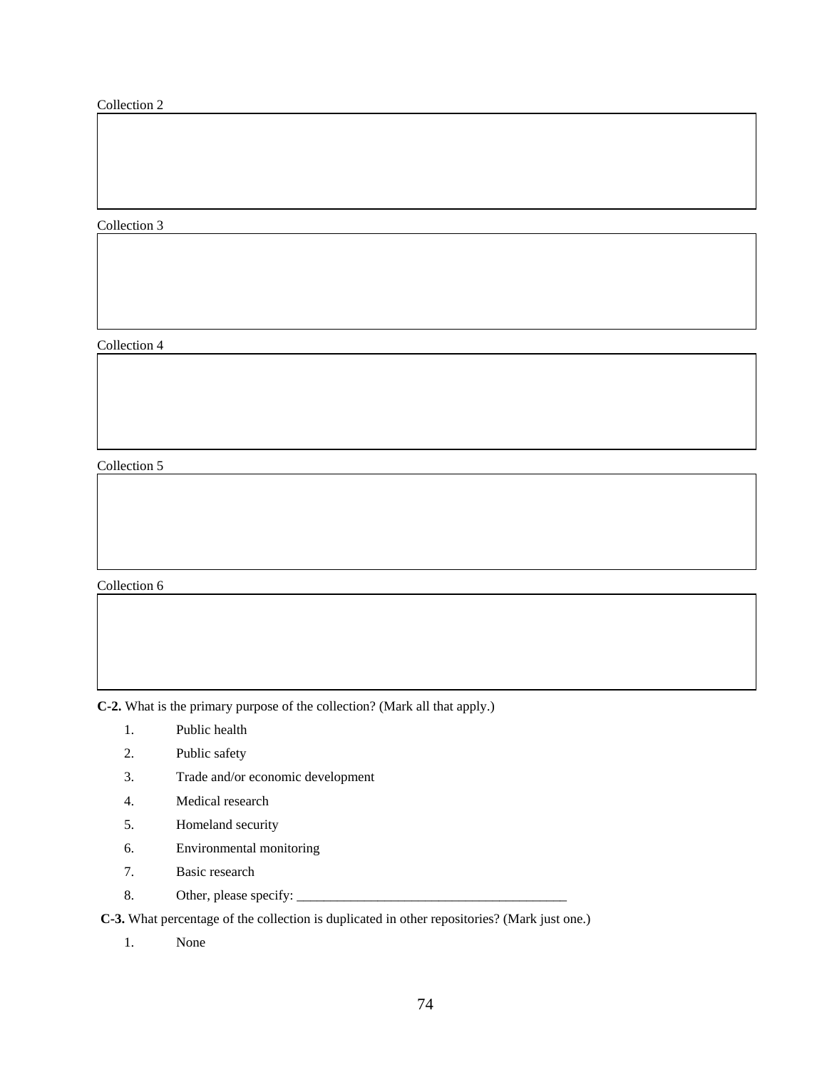Collection 2

Collection 3

Collection 4

Collection 5

Collection 6

**C-2.** What is the primary purpose of the collection? (Mark all that apply.)

1. Public health
2. Public safety
3. Trade and/or economic development
4. Medical research
5. Homeland security
6. Environmental monitoring
7. Basic research
8. Other, please specify: ________________________________________

**C-3.** What percentage of the collection is duplicated in other repositories? (Mark just one.)

1. None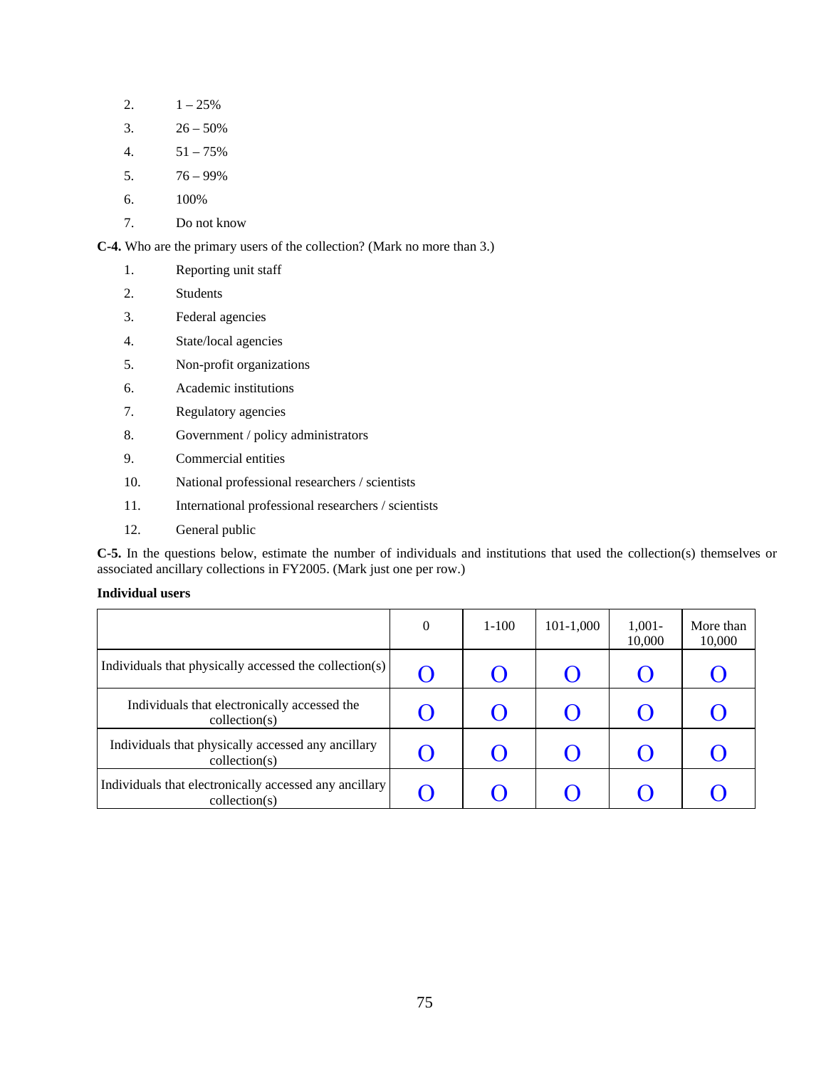2. 1 – 25%
3. 26 – 50%
4. 51 – 75%
5. 76 – 99%
6. 100%
7. Do not know

**C-4.** Who are the primary users of the collection? (Mark no more than 3.)

1. Reporting unit staff
2. Students
3. Federal agencies
4. State/local agencies
5. Non-profit organizations
6. Academic institutions
7. Regulatory agencies
8. Government / policy administrators
9. Commercial entities
10. National professional researchers / scientists
11. International professional researchers / scientists
12. General public

**C-5.** In the questions below, estimate the number of individuals and institutions that used the collection(s) themselves or associated ancillary collections in FY2005. (Mark just one per row.)

**Individual users**

| | 0 | 1-100 | 101-1,000 | 1,001-10,000 | More than 10,000 |
|---|---|---|---|---|---|
| Individuals that physically accessed the collection(s) | O | O | O | O | O |
| Individuals that electronically accessed the collection(s) | O | O | O | O | O |
| Individuals that physically accessed any ancillary collection(s) | O | O | O | O | O |
| Individuals that electronically accessed any ancillary collection(s) | O | O | O | O | O |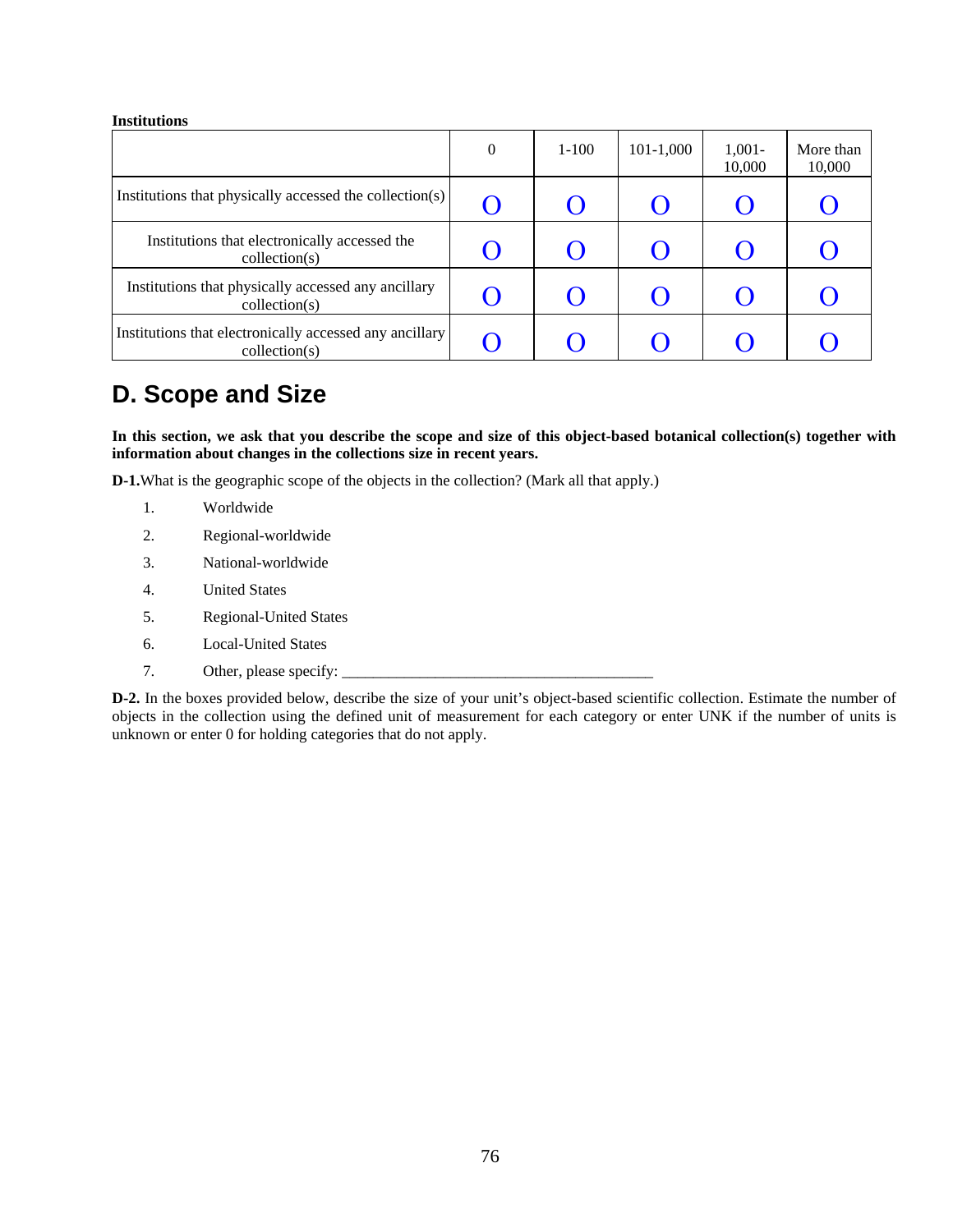**Institutions**

| | 0 | 1-100 | 101-1,000 | 1,001-10,000 | More than 10,000 |
|---|---|---|---|---|---|
| Institutions that physically accessed the collection(s) | O | O | O | O | O |
| Institutions that electronically accessed the collection(s) | O | O | O | O | O |
| Institutions that physically accessed any ancillary collection(s) | O | O | O | O | O |
| Institutions that electronically accessed any ancillary collection(s) | O | O | O | O | O |

## D. Scope and Size

**In this section, we ask that you describe the scope and size of this object-based botanical collection(s) together with information about changes in the collections size in recent years.**

**D-1.**What is the geographic scope of the objects in the collection? (Mark all that apply.)

1. Worldwide
2. Regional-worldwide
3. National-worldwide
4. United States
5. Regional-United States
6. Local-United States
7. Other, please specify: ________________________________________

**D-2.** In the boxes provided below, describe the size of your unit's object-based scientific collection. Estimate the number of objects in the collection using the defined unit of measurement for each category or enter UNK if the number of units is unknown or enter 0 for holding categories that do not apply.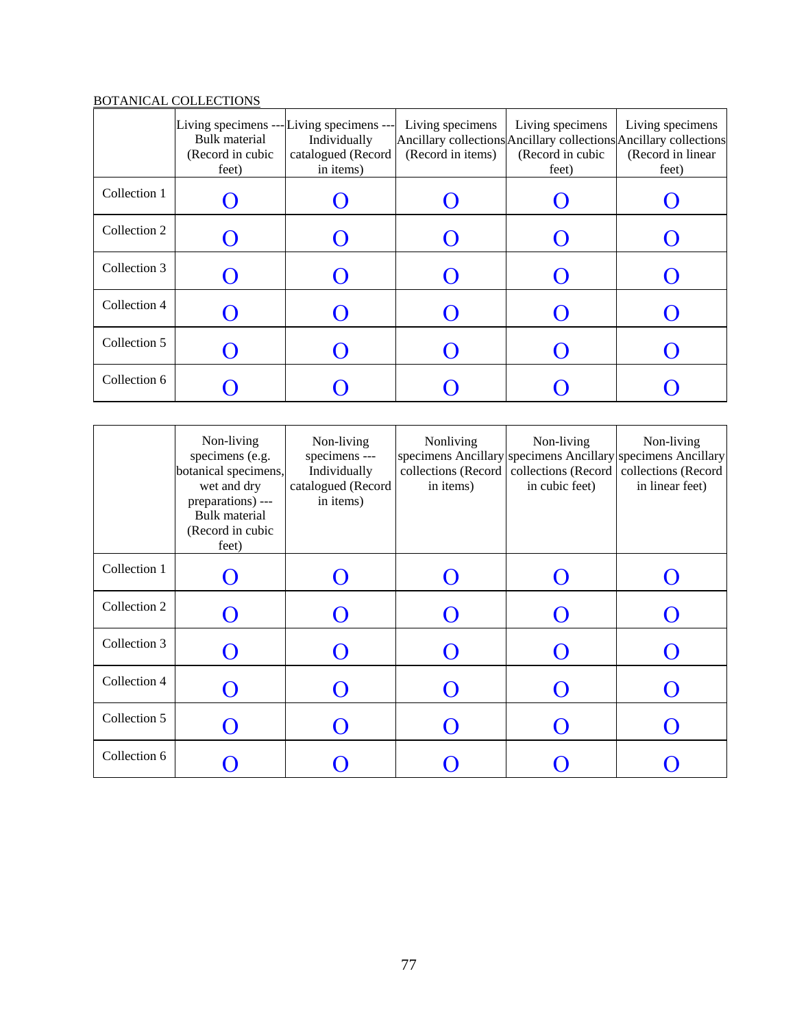BOTANICAL COLLECTIONS

| | Living specimens --- Bulk material (Record in cubic feet) | Living specimens --- Individually catalogued (Record in items) | Living specimens Ancillary collections (Record in items) | Living specimens Ancillary collections (Record in cubic feet) | Living specimens Ancillary collections (Record in linear feet) |
|---|---|---|---|---|---|
| Collection 1 | O | O | O | O | O |
| Collection 2 | O | O | O | O | O |
| Collection 3 | O | O | O | O | O |
| Collection 4 | O | O | O | O | O |
| Collection 5 | O | O | O | O | O |
| Collection 6 | O | O | O | O | O |

| | Non-living specimens (e.g. botanical specimens, wet and dry preparations) --- Bulk material (Record in cubic feet) | Non-living specimens --- Individually catalogued (Record in items) | Nonliving specimens Ancillary collections (Record in items) | Non-living specimens Ancillary collections (Record in cubic feet) | Non-living specimens Ancillary collections (Record in linear feet) |
|---|---|---|---|---|---|
| Collection 1 | O | O | O | O | O |
| Collection 2 | O | O | O | O | O |
| Collection 3 | O | O | O | O | O |
| Collection 4 | O | O | O | O | O |
| Collection 5 | O | O | O | O | O |
| Collection 6 | O | O | O | O | O |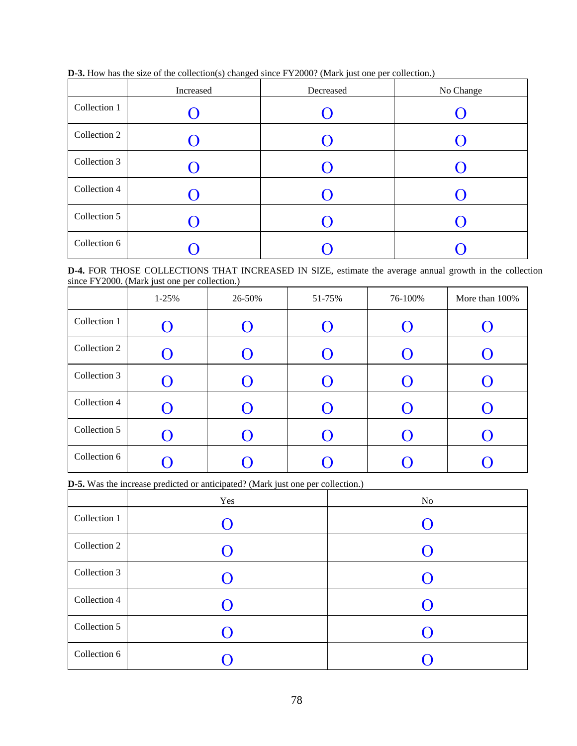**D-3.** How has the size of the collection(s) changed since FY2000? (Mark just one per collection.)

| | Increased | Decreased | No Change |
|---|---|---|---|
| Collection 1 | O | O | O |
| Collection 2 | O | O | O |
| Collection 3 | O | O | O |
| Collection 4 | O | O | O |
| Collection 5 | O | O | O |
| Collection 6 | O | O | O |

**D-4.** FOR THOSE COLLECTIONS THAT INCREASED IN SIZE, estimate the average annual growth in the collection since FY2000. (Mark just one per collection.)

| | 1-25% | 26-50% | 51-75% | 76-100% | More than 100% |
|---|---|---|---|---|---|
| Collection 1 | O | O | O | O | O |
| Collection 2 | O | O | O | O | O |
| Collection 3 | O | O | O | O | O |
| Collection 4 | O | O | O | O | O |
| Collection 5 | O | O | O | O | O |
| Collection 6 | O | O | O | O | O |

**D-5.** Was the increase predicted or anticipated? (Mark just one per collection.)

| | Yes | No |
|---|---|---|
| Collection 1 | O | O |
| Collection 2 | O | O |
| Collection 3 | O | O |
| Collection 4 | O | O |
| Collection 5 | O | O |
| Collection 6 | O | O |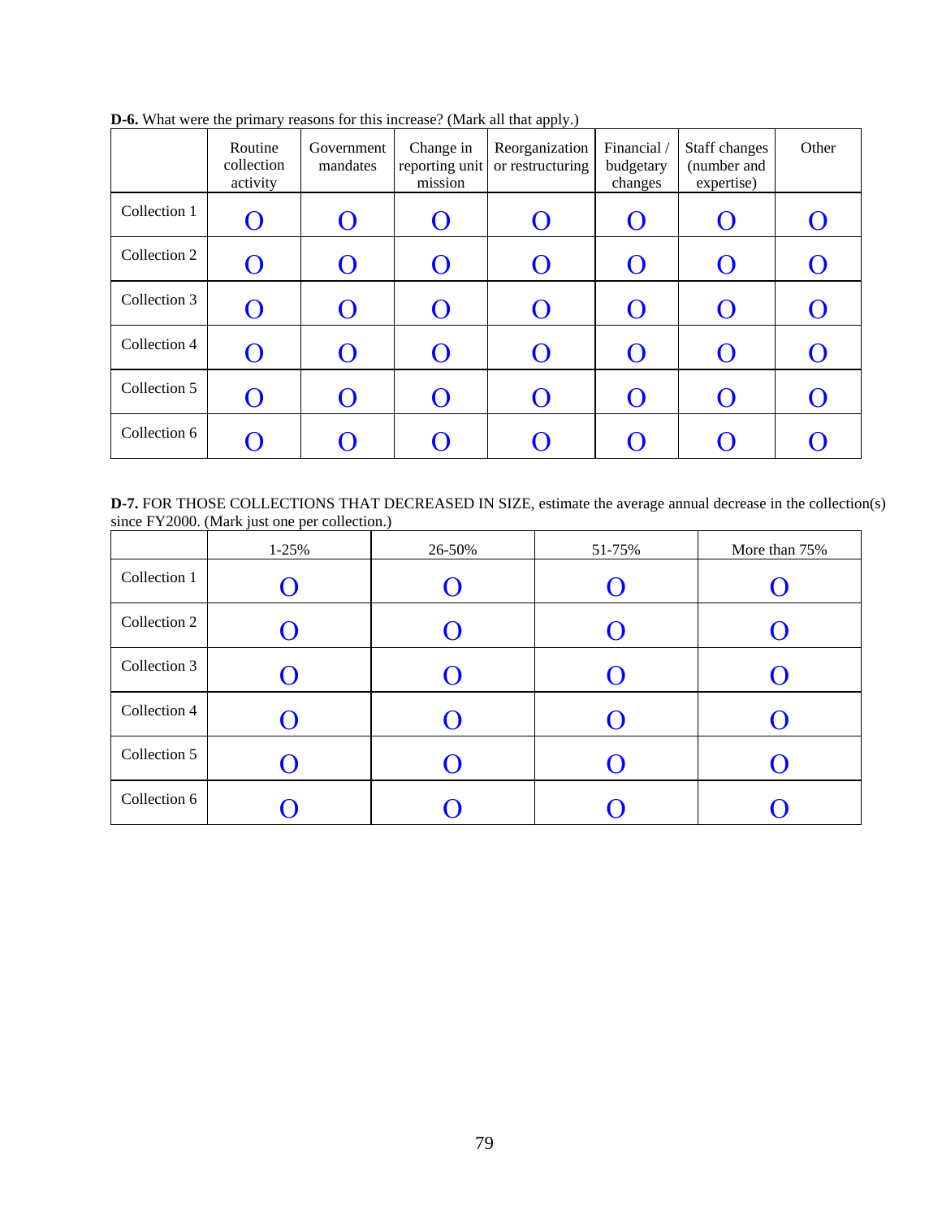**D-6.** What were the primary reasons for this increase? (Mark all that apply.)

| | Routine collection activity | Government mandates | Change in reporting unit mission | Reorganization or restructuring | Financial / budgetary changes | Staff changes (number and expertise) | Other |
|---|---|---|---|---|---|---|---|
| Collection 1 | O | O | O | O | O | O | O |
| Collection 2 | O | O | O | O | O | O | O |
| Collection 3 | O | O | O | O | O | O | O |
| Collection 4 | O | O | O | O | O | O | O |
| Collection 5 | O | O | O | O | O | O | O |
| Collection 6 | O | O | O | O | O | O | O |

**D-7.** FOR THOSE COLLECTIONS THAT DECREASED IN SIZE, estimate the average annual decrease in the collection(s) since FY2000. (Mark just one per collection.)

| | 1-25% | 26-50% | 51-75% | More than 75% |
|---|---|---|---|---|
| Collection 1 | O | O | O | O |
| Collection 2 | O | O | O | O |
| Collection 3 | O | O | O | O |
| Collection 4 | O | O | O | O |
| Collection 5 | O | O | O | O |
| Collection 6 | O | O | O | O |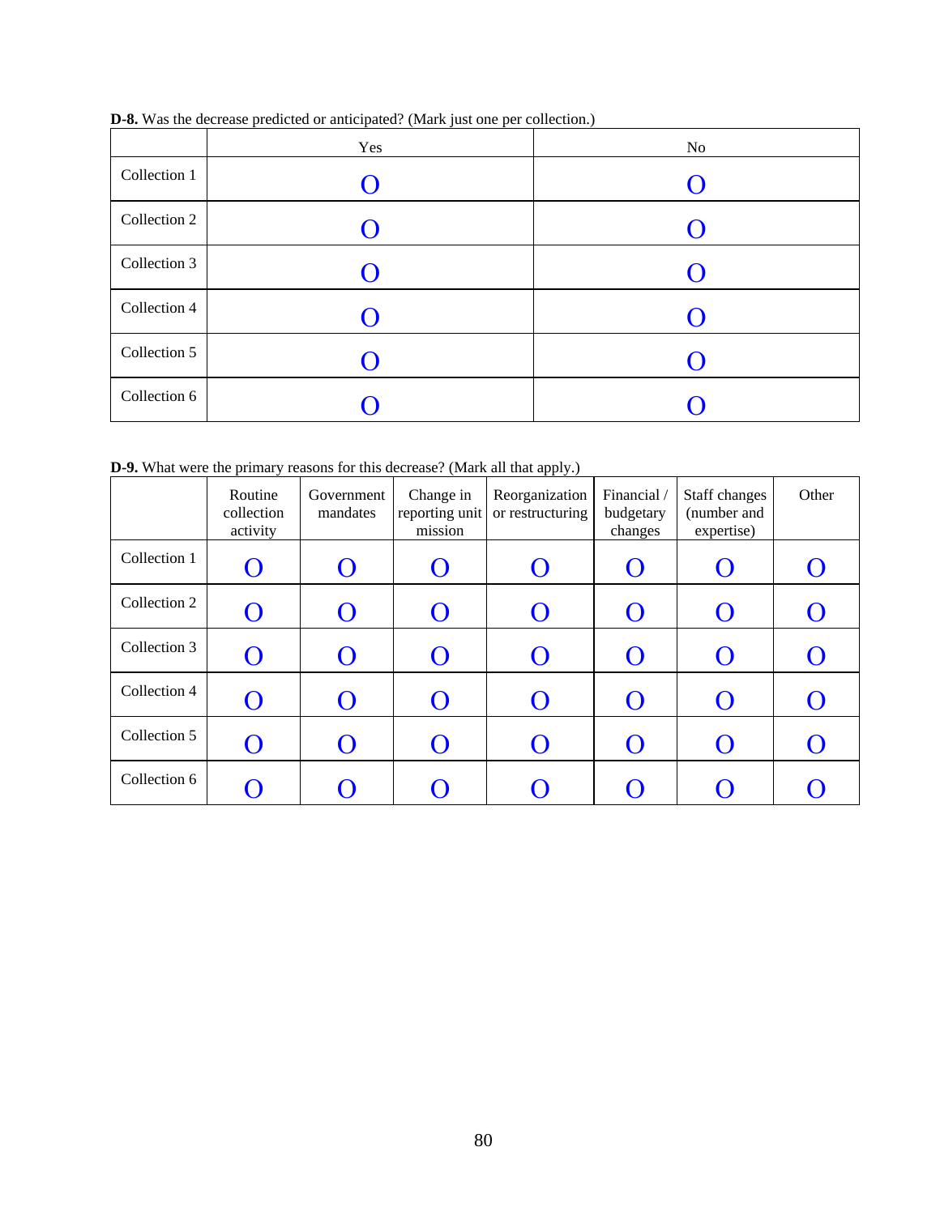**D-8.** Was the decrease predicted or anticipated? (Mark just one per collection.)

| | Yes | No |
|---|---|---|
| Collection 1 | O | O |
| Collection 2 | O | O |
| Collection 3 | O | O |
| Collection 4 | O | O |
| Collection 5 | O | O |
| Collection 6 | O | O |

**D-9.** What were the primary reasons for this decrease? (Mark all that apply.)

| | Routine collection activity | Government mandates | Change in reporting unit mission | Reorganization or restructuring | Financial / budgetary changes | Staff changes (number and expertise) | Other |
|---|---|---|---|---|---|---|---|
| Collection 1 | O | O | O | O | O | O | O |
| Collection 2 | O | O | O | O | O | O | O |
| Collection 3 | O | O | O | O | O | O | O |
| Collection 4 | O | O | O | O | O | O | O |
| Collection 5 | O | O | O | O | O | O | O |
| Collection 6 | O | O | O | O | O | O | O |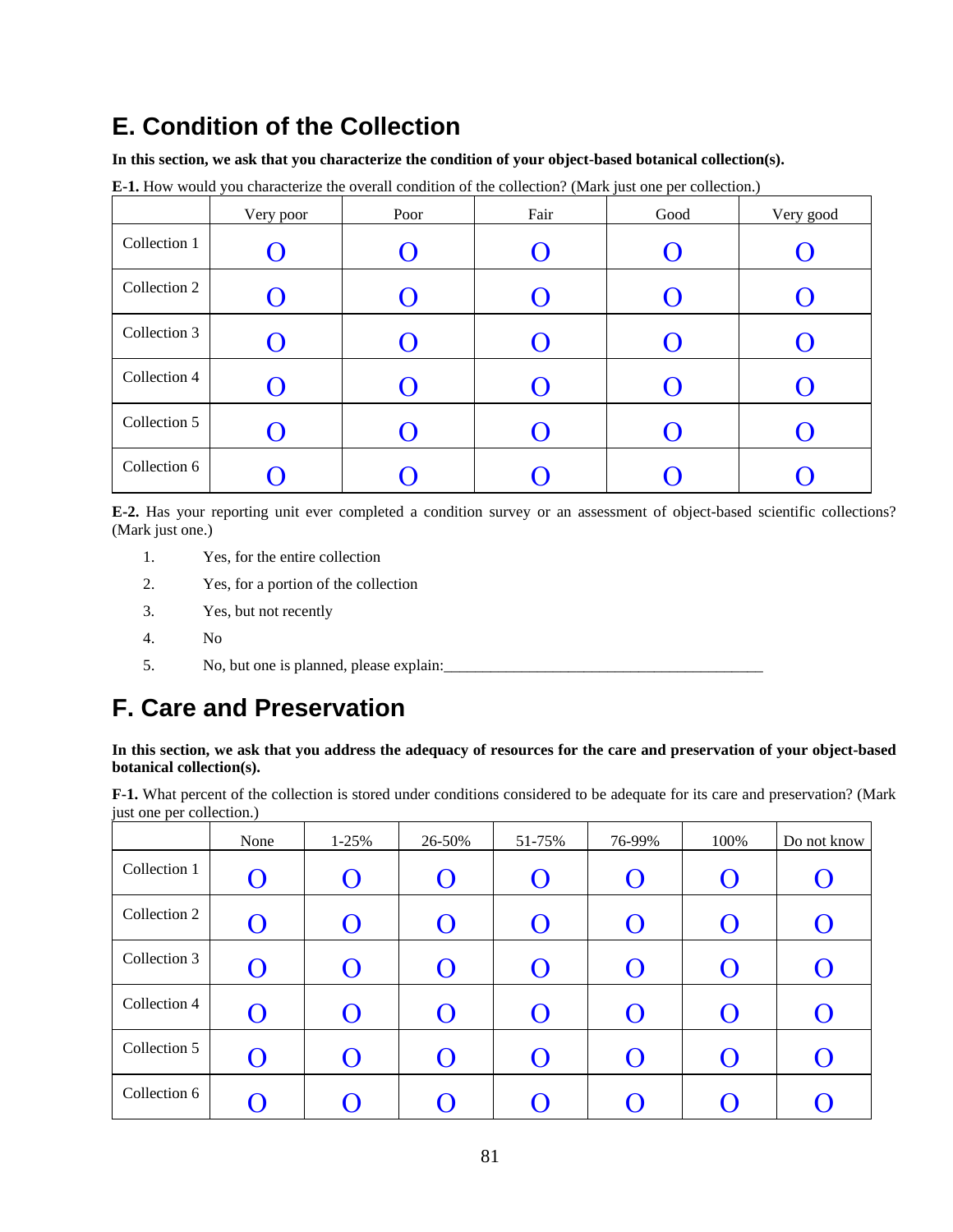# E. Condition of the Collection

**In this section, we ask that you characterize the condition of your object-based botanical collection(s).**

**E-1.** How would you characterize the overall condition of the collection? (Mark just one per collection.)

| | Very poor | Poor | Fair | Good | Very good |
|---|---|---|---|---|---|
| Collection 1 | O | O | O | O | O |
| Collection 2 | O | O | O | O | O |
| Collection 3 | O | O | O | O | O |
| Collection 4 | O | O | O | O | O |
| Collection 5 | O | O | O | O | O |
| Collection 6 | O | O | O | O | O |

**E-2.** Has your reporting unit ever completed a condition survey or an assessment of object-based scientific collections? (Mark just one.)

1. Yes, for the entire collection
2. Yes, for a portion of the collection
3. Yes, but not recently
4. No
5. No, but one is planned, please explain:_________________________________________

# F. Care and Preservation

**In this section, we ask that you address the adequacy of resources for the care and preservation of your object-based botanical collection(s).**

**F-1.** What percent of the collection is stored under conditions considered to be adequate for its care and preservation? (Mark just one per collection.)

| | None | 1-25% | 26-50% | 51-75% | 76-99% | 100% | Do not know |
|---|---|---|---|---|---|---|---|
| Collection 1 | O | O | O | O | O | O | O |
| Collection 2 | O | O | O | O | O | O | O |
| Collection 3 | O | O | O | O | O | O | O |
| Collection 4 | O | O | O | O | O | O | O |
| Collection 5 | O | O | O | O | O | O | O |
| Collection 6 | O | O | O | O | O | O | O |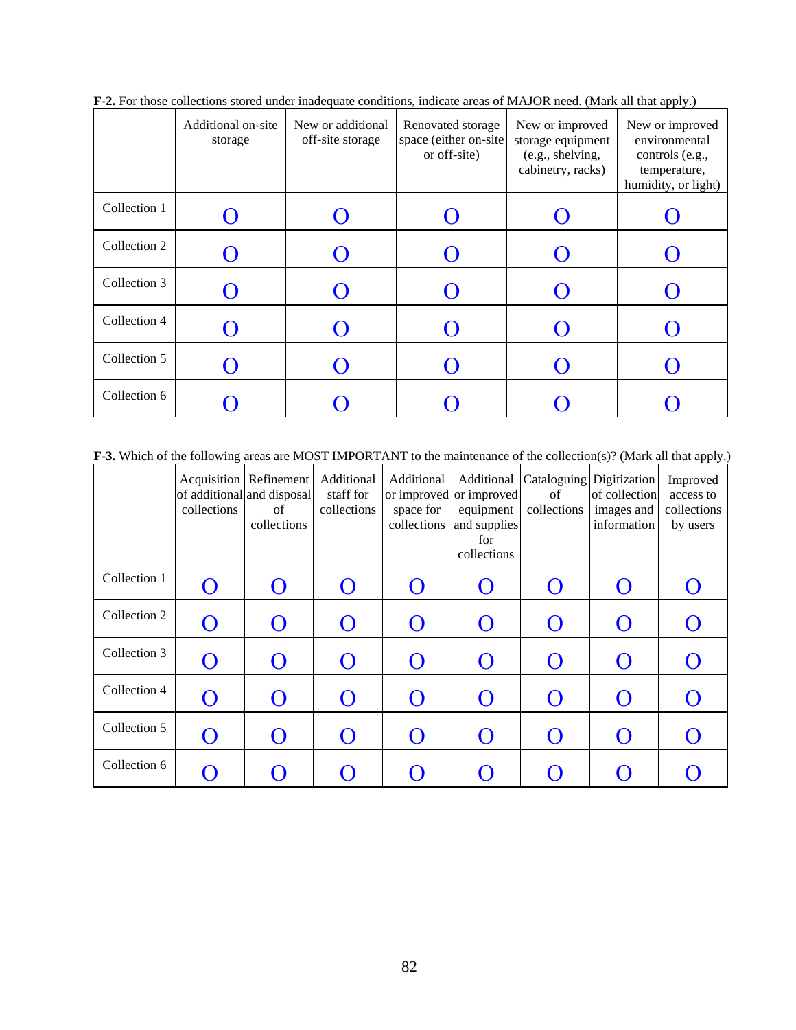**F-2.** For those collections stored under inadequate conditions, indicate areas of MAJOR need. (Mark all that apply.)

| | Additional on-site storage | New or additional off-site storage | Renovated storage space (either on-site or off-site) | New or improved storage equipment (e.g., shelving, cabinetry, racks) | New or improved environmental controls (e.g., temperature, humidity, or light) |
|---|---|---|---|---|---|
| Collection 1 | O | O | O | O | O |
| Collection 2 | O | O | O | O | O |
| Collection 3 | O | O | O | O | O |
| Collection 4 | O | O | O | O | O |
| Collection 5 | O | O | O | O | O |
| Collection 6 | O | O | O | O | O |

**F-3.** Which of the following areas are MOST IMPORTANT to the maintenance of the collection(s)? (Mark all that apply.)

| | Acquisition of additional collections | Refinement and disposal of collections | Additional staff for collections | Additional or improved space for collections | Additional or improved equipment and supplies for collections | Cataloguing of collections | Digitization of collection images and information | Improved access to collections by users |
|---|---|---|---|---|---|---|---|---|
| Collection 1 | O | O | O | O | O | O | O | O |
| Collection 2 | O | O | O | O | O | O | O | O |
| Collection 3 | O | O | O | O | O | O | O | O |
| Collection 4 | O | O | O | O | O | O | O | O |
| Collection 5 | O | O | O | O | O | O | O | O |
| Collection 6 | O | O | O | O | O | O | O | O |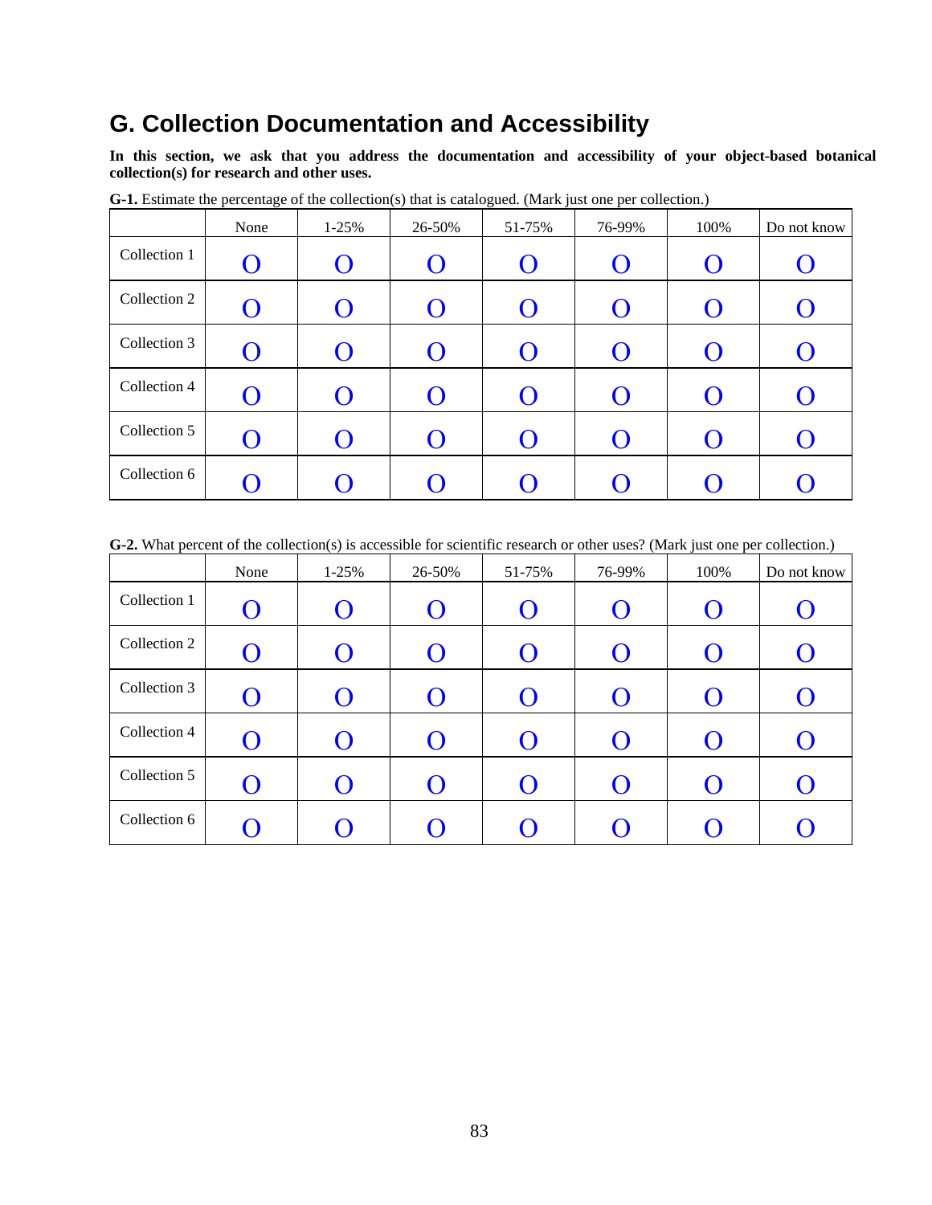# G. Collection Documentation and Accessibility

**In this section, we ask that you address the documentation and accessibility of your object-based botanical collection(s) for research and other uses.**

**G-1.** Estimate the percentage of the collection(s) that is catalogued. (Mark just one per collection.)

| | None | 1-25% | 26-50% | 51-75% | 76-99% | 100% | Do not know |
|---|---|---|---|---|---|---|---|
| Collection 1 | O | O | O | O | O | O | O |
| Collection 2 | O | O | O | O | O | O | O |
| Collection 3 | O | O | O | O | O | O | O |
| Collection 4 | O | O | O | O | O | O | O |
| Collection 5 | O | O | O | O | O | O | O |
| Collection 6 | O | O | O | O | O | O | O |

**G-2.** What percent of the collection(s) is accessible for scientific research or other uses? (Mark just one per collection.)

| | None | 1-25% | 26-50% | 51-75% | 76-99% | 100% | Do not know |
|---|---|---|---|---|---|---|---|
| Collection 1 | O | O | O | O | O | O | O |
| Collection 2 | O | O | O | O | O | O | O |
| Collection 3 | O | O | O | O | O | O | O |
| Collection 4 | O | O | O | O | O | O | O |
| Collection 5 | O | O | O | O | O | O | O |
| Collection 6 | O | O | O | O | O | O | O |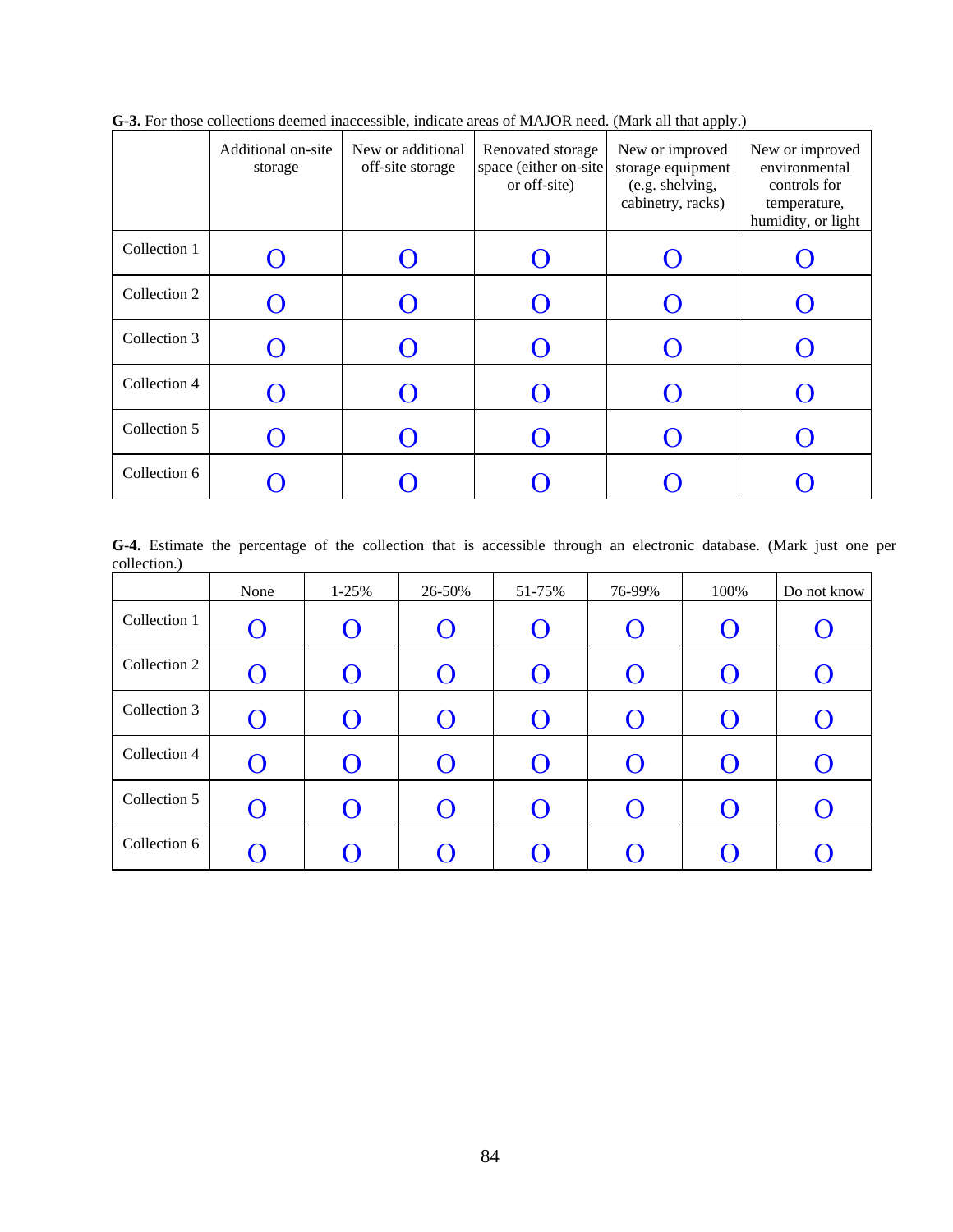**G-3.** For those collections deemed inaccessible, indicate areas of MAJOR need. (Mark all that apply.)

| | Additional on-site storage | New or additional off-site storage | Renovated storage space (either on-site or off-site) | New or improved storage equipment (e.g. shelving, cabinetry, racks) | New or improved environmental controls for temperature, humidity, or light |
|---|---|---|---|---|---|
| Collection 1 | O | O | O | O | O |
| Collection 2 | O | O | O | O | O |
| Collection 3 | O | O | O | O | O |
| Collection 4 | O | O | O | O | O |
| Collection 5 | O | O | O | O | O |
| Collection 6 | O | O | O | O | O |

**G-4.** Estimate the percentage of the collection that is accessible through an electronic database. (Mark just one per collection.)

| | None | 1-25% | 26-50% | 51-75% | 76-99% | 100% | Do not know |
|---|---|---|---|---|---|---|---|
| Collection 1 | O | O | O | O | O | O | O |
| Collection 2 | O | O | O | O | O | O | O |
| Collection 3 | O | O | O | O | O | O | O |
| Collection 4 | O | O | O | O | O | O | O |
| Collection 5 | O | O | O | O | O | O | O |
| Collection 6 | O | O | O | O | O | O | O |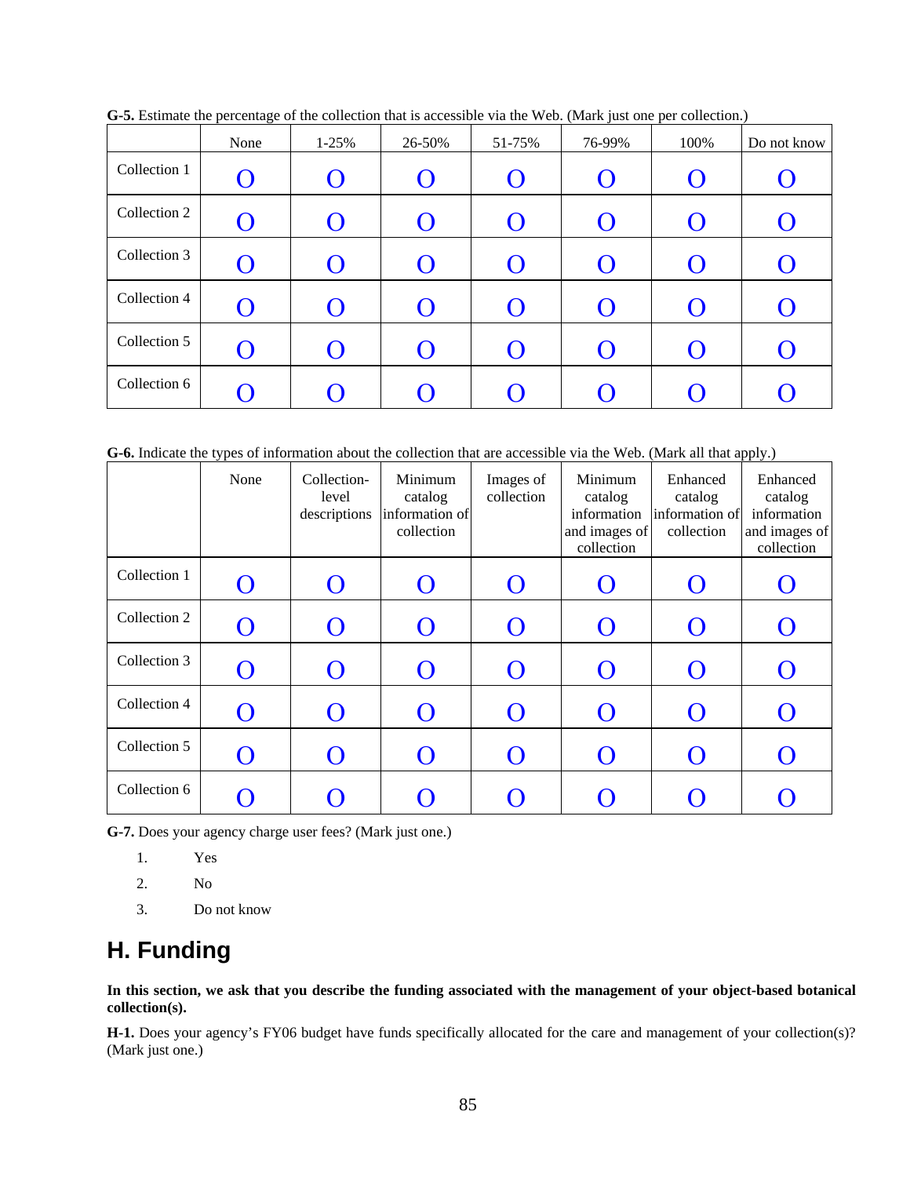**G-5.** Estimate the percentage of the collection that is accessible via the Web. (Mark just one per collection.)

| | None | 1-25% | 26-50% | 51-75% | 76-99% | 100% | Do not know |
|---|---|---|---|---|---|---|---|
| Collection 1 | O | O | O | O | O | O | O |
| Collection 2 | O | O | O | O | O | O | O |
| Collection 3 | O | O | O | O | O | O | O |
| Collection 4 | O | O | O | O | O | O | O |
| Collection 5 | O | O | O | O | O | O | O |
| Collection 6 | O | O | O | O | O | O | O |

**G-6.** Indicate the types of information about the collection that are accessible via the Web. (Mark all that apply.)

| | None | Collection-level descriptions | Minimum catalog information of collection | Images of collection | Minimum catalog information and images of collection | Enhanced catalog information of collection | Enhanced catalog information and images of collection |
|---|---|---|---|---|---|---|---|
| Collection 1 | O | O | O | O | O | O | O |
| Collection 2 | O | O | O | O | O | O | O |
| Collection 3 | O | O | O | O | O | O | O |
| Collection 4 | O | O | O | O | O | O | O |
| Collection 5 | O | O | O | O | O | O | O |
| Collection 6 | O | O | O | O | O | O | O |

**G-7.** Does your agency charge user fees? (Mark just one.)

1. Yes
2. No
3. Do not know

# H. Funding

**In this section, we ask that you describe the funding associated with the management of your object-based botanical collection(s).**

**H-1.** Does your agency's FY06 budget have funds specifically allocated for the care and management of your collection(s)? (Mark just one.)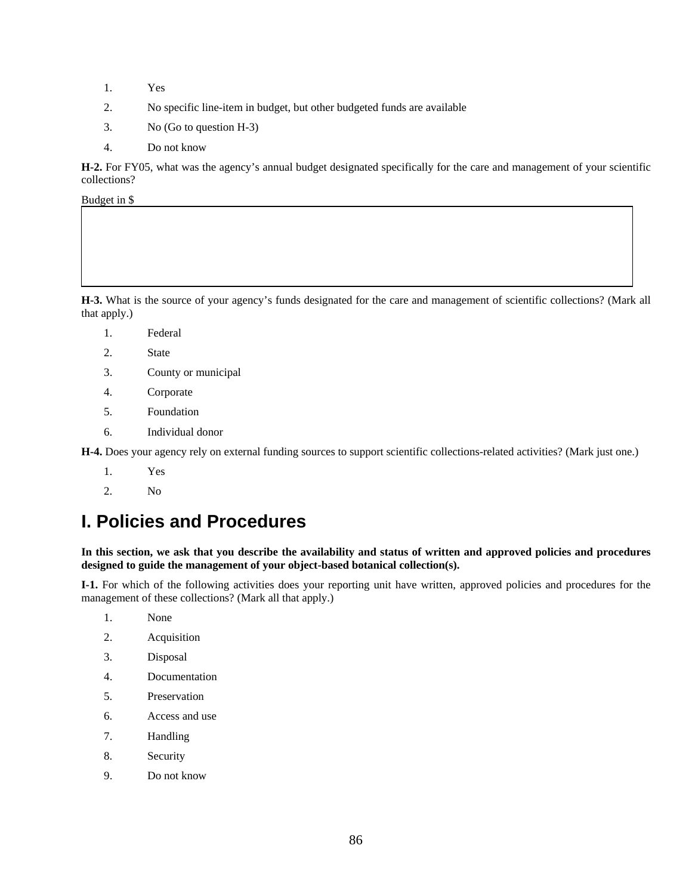1. Yes
2. No specific line-item in budget, but other budgeted funds are available
3. No (Go to question H-3)
4. Do not know

**H-2.** For FY05, what was the agency's annual budget designated specifically for the care and management of your scientific collections?

Budget in $

**H-3.** What is the source of your agency's funds designated for the care and management of scientific collections? (Mark all that apply.)

1. Federal
2. State
3. County or municipal
4. Corporate
5. Foundation
6. Individual donor

**H-4.** Does your agency rely on external funding sources to support scientific collections-related activities? (Mark just one.)

1. Yes
2. No

## I. Policies and Procedures

**In this section, we ask that you describe the availability and status of written and approved policies and procedures designed to guide the management of your object-based botanical collection(s).**

**I-1.** For which of the following activities does your reporting unit have written, approved policies and procedures for the management of these collections? (Mark all that apply.)

1. None
2. Acquisition
3. Disposal
4. Documentation
5. Preservation
6. Access and use
7. Handling
8. Security
9. Do not know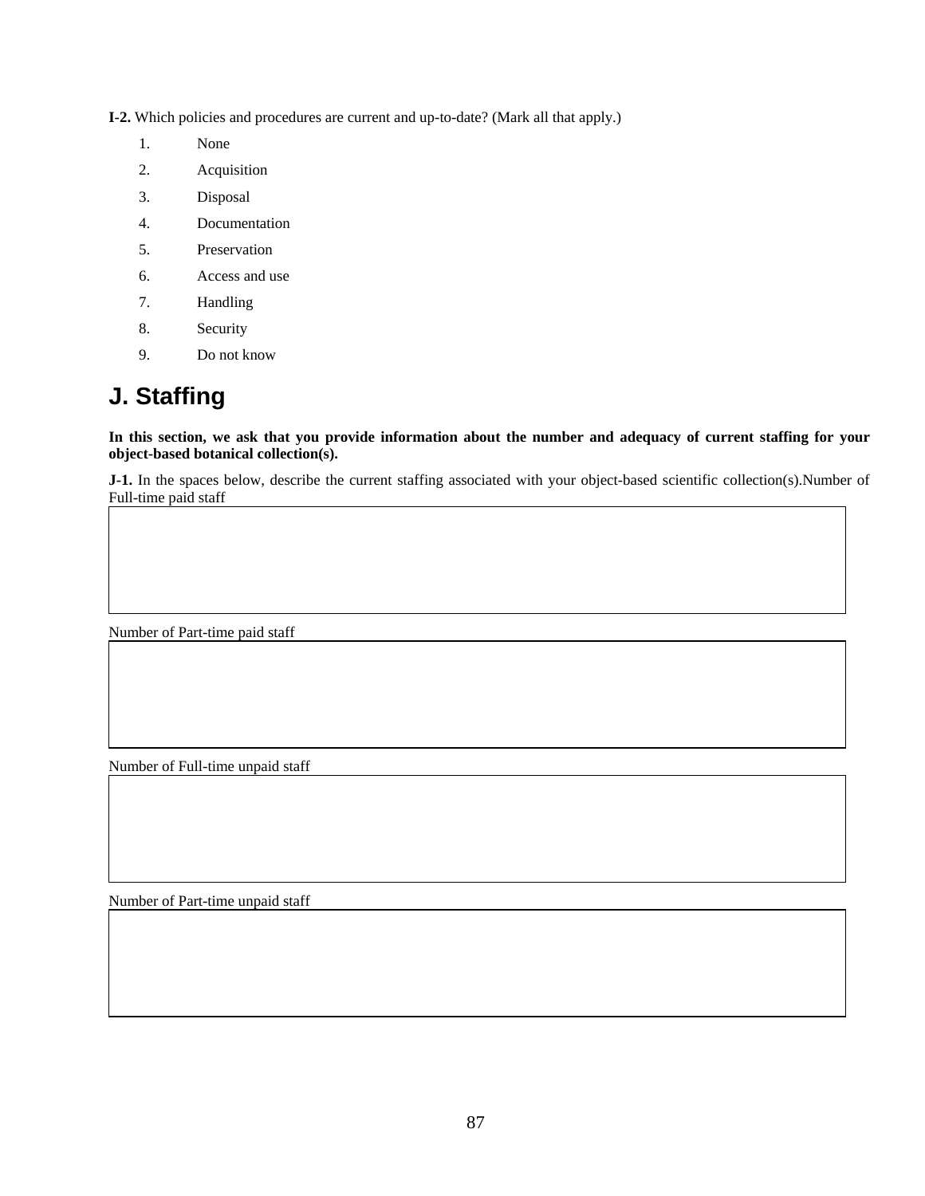**I-2.** Which policies and procedures are current and up-to-date? (Mark all that apply.)

1. None
2. Acquisition
3. Disposal
4. Documentation
5. Preservation
6. Access and use
7. Handling
8. Security
9. Do not know

## J. Staffing

**In this section, we ask that you provide information about the number and adequacy of current staffing for your object-based botanical collection(s).**

**J-1.** In the spaces below, describe the current staffing associated with your object-based scientific collection(s).Number of Full-time paid staff

Number of Part-time paid staff

Number of Full-time unpaid staff

Number of Part-time unpaid staff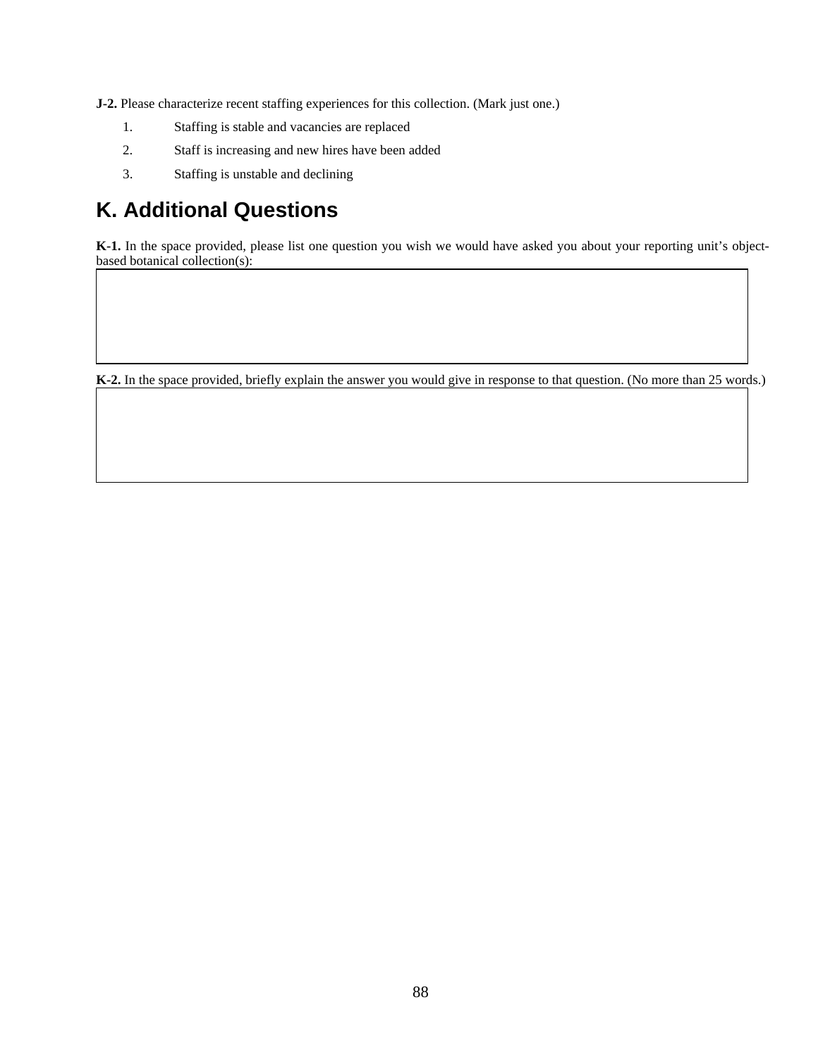**J-2.** Please characterize recent staffing experiences for this collection. (Mark just one.)

1. Staffing is stable and vacancies are replaced
2. Staff is increasing and new hires have been added
3. Staffing is unstable and declining

## K. Additional Questions

**K-1.** In the space provided, please list one question you wish we would have asked you about your reporting unit's object-based botanical collection(s):

| |
|---|
| |

**K-2.** In the space provided, briefly explain the answer you would give in response to that question. (No more than 25 words.)

| |
|---|
| |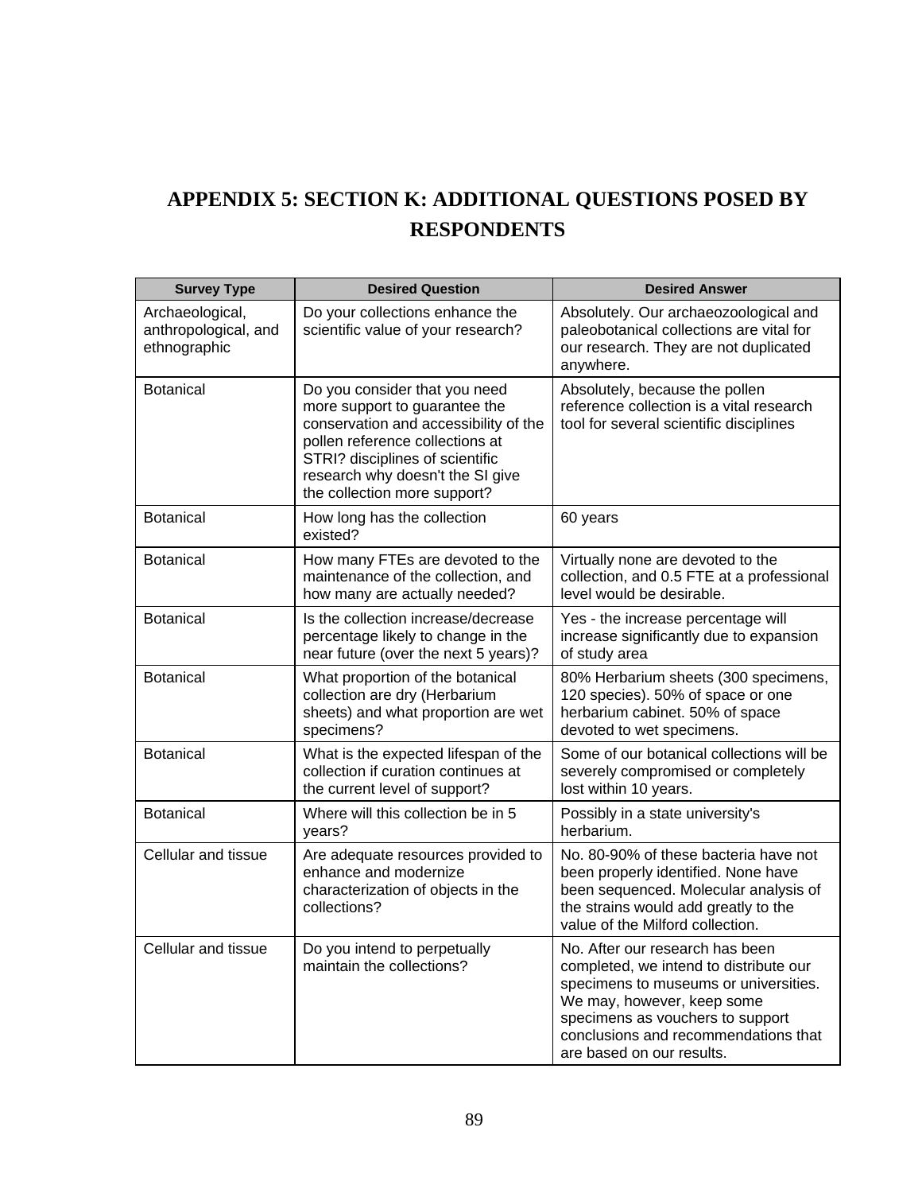# APPENDIX 5: SECTION K: ADDITIONAL QUESTIONS POSED BY RESPONDENTS

| Survey Type | Desired Question | Desired Answer |
|---|---|---|
| Archaeological, anthropological, and ethnographic | Do your collections enhance the scientific value of your research? | Absolutely. Our archaeozoological and paleobotanical collections are vital for our research. They are not duplicated anywhere. |
| Botanical | Do you consider that you need more support to guarantee the conservation and accessibility of the pollen reference collections at STRI? disciplines of scientific research why doesn't the SI give the collection more support? | Absolutely, because the pollen reference collection is a vital research tool for several scientific disciplines |
| Botanical | How long has the collection existed? | 60 years |
| Botanical | How many FTEs are devoted to the maintenance of the collection, and how many are actually needed? | Virtually none are devoted to the collection, and 0.5 FTE at a professional level would be desirable. |
| Botanical | Is the collection increase/decrease percentage likely to change in the near future (over the next 5 years)? | Yes - the increase percentage will increase significantly due to expansion of study area |
| Botanical | What proportion of the botanical collection are dry (Herbarium sheets) and what proportion are wet specimens? | 80% Herbarium sheets (300 specimens, 120 species). 50% of space or one herbarium cabinet. 50% of space devoted to wet specimens. |
| Botanical | What is the expected lifespan of the collection if curation continues at the current level of support? | Some of our botanical collections will be severely compromised or completely lost within 10 years. |
| Botanical | Where will this collection be in 5 years? | Possibly in a state university's herbarium. |
| Cellular and tissue | Are adequate resources provided to enhance and modernize characterization of objects in the collections? | No. 80-90% of these bacteria have not been properly identified. None have been sequenced. Molecular analysis of the strains would add greatly to the value of the Milford collection. |
| Cellular and tissue | Do you intend to perpetually maintain the collections? | No. After our research has been completed, we intend to distribute our specimens to museums or universities. We may, however, keep some specimens as vouchers to support conclusions and recommendations that are based on our results. |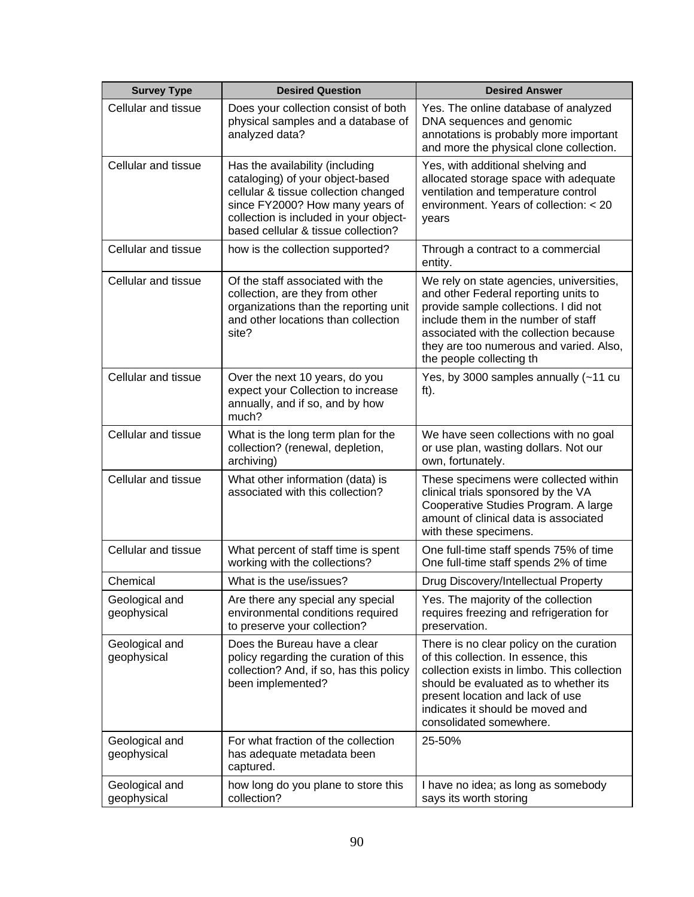| Survey Type | Desired Question | Desired Answer |
|---|---|---|
| Cellular and tissue | Does your collection consist of both physical samples and a database of analyzed data? | Yes. The online database of analyzed DNA sequences and genomic annotations is probably more important and more the physical clone collection. |
| Cellular and tissue | Has the availability (including cataloging) of your object-based cellular & tissue collection changed since FY2000? How many years of collection is included in your object-based cellular & tissue collection? | Yes, with additional shelving and allocated storage space with adequate ventilation and temperature control environment. Years of collection: < 20 years |
| Cellular and tissue | how is the collection supported? | Through a contract to a commercial entity. |
| Cellular and tissue | Of the staff associated with the collection, are they from other organizations than the reporting unit and other locations than collection site? | We rely on state agencies, universities, and other Federal reporting units to provide sample collections. I did not include them in the number of staff associated with the collection because they are too numerous and varied. Also, the people collecting th |
| Cellular and tissue | Over the next 10 years, do you expect your Collection to increase annually, and if so, and by how much? | Yes, by 3000 samples annually (~11 cu ft). |
| Cellular and tissue | What is the long term plan for the collection? (renewal, depletion, archiving) | We have seen collections with no goal or use plan, wasting dollars. Not our own, fortunately. |
| Cellular and tissue | What other information (data) is associated with this collection? | These specimens were collected within clinical trials sponsored by the VA Cooperative Studies Program. A large amount of clinical data is associated with these specimens. |
| Cellular and tissue | What percent of staff time is spent working with the collections? | One full-time staff spends 75% of time One full-time staff spends 2% of time |
| Chemical | What is the use/issues? | Drug Discovery/Intellectual Property |
| Geological and geophysical | Are there any special any special environmental conditions required to preserve your collection? | Yes. The majority of the collection requires freezing and refrigeration for preservation. |
| Geological and geophysical | Does the Bureau have a clear policy regarding the curation of this collection? And, if so, has this policy been implemented? | There is no clear policy on the curation of this collection. In essence, this collection exists in limbo. This collection should be evaluated as to whether its present location and lack of use indicates it should be moved and consolidated somewhere. |
| Geological and geophysical | For what fraction of the collection has adequate metadata been captured. | 25-50% |
| Geological and geophysical | how long do you plane to store this collection? | I have no idea; as long as somebody says its worth storing |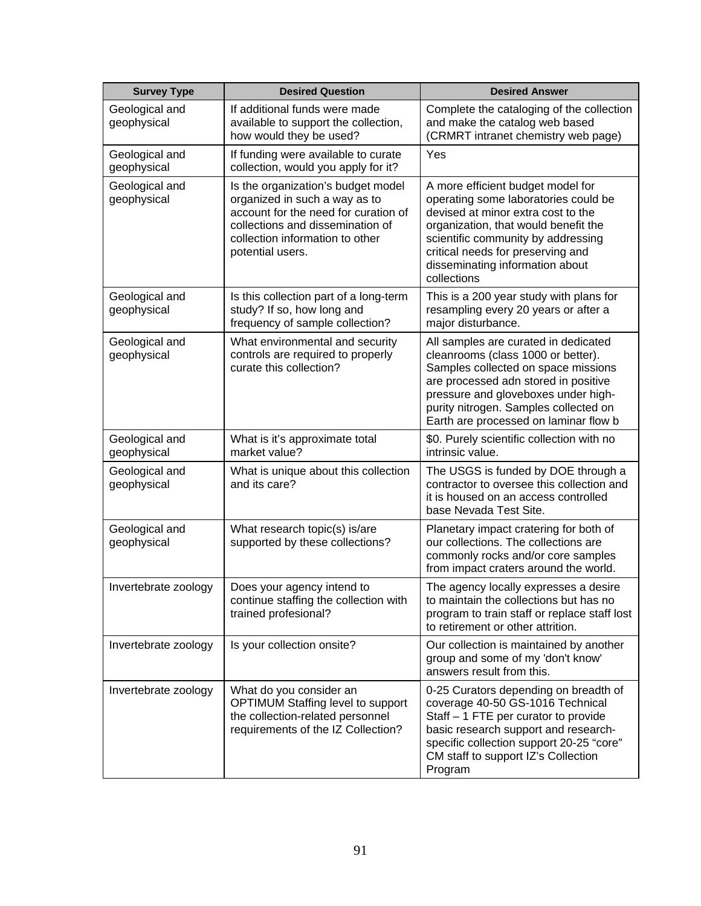| Survey Type | Desired Question | Desired Answer |
|---|---|---|
| Geological and geophysical | If additional funds were made available to support the collection, how would they be used? | Complete the cataloging of the collection and make the catalog web based (CRMRT intranet chemistry web page) |
| Geological and geophysical | If funding were available to curate collection, would you apply for it? | Yes |
| Geological and geophysical | Is the organization's budget model organized in such a way as to account for the need for curation of collections and dissemination of collection information to other potential users. | A more efficient budget model for operating some laboratories could be devised at minor extra cost to the organization, that would benefit the scientific community by addressing critical needs for preserving and disseminating information about collections |
| Geological and geophysical | Is this collection part of a long-term study? If so, how long and frequency of sample collection? | This is a 200 year study with plans for resampling every 20 years or after a major disturbance. |
| Geological and geophysical | What environmental and security controls are required to properly curate this collection? | All samples are curated in dedicated cleanrooms (class 1000 or better). Samples collected on space missions are processed adn stored in positive pressure and gloveboxes under high-purity nitrogen. Samples collected on Earth are processed on laminar flow b |
| Geological and geophysical | What is it's approximate total market value? | $0. Purely scientific collection with no intrinsic value. |
| Geological and geophysical | What is unique about this collection and its care? | The USGS is funded by DOE through a contractor to oversee this collection and it is housed on an access controlled base Nevada Test Site. |
| Geological and geophysical | What research topic(s) is/are supported by these collections? | Planetary impact cratering for both of our collections. The collections are commonly rocks and/or core samples from impact craters around the world. |
| Invertebrate zoology | Does your agency intend to continue staffing the collection with trained profesional? | The agency locally expresses a desire to maintain the collections but has no program to train staff or replace staff lost to retirement or other attrition. |
| Invertebrate zoology | Is your collection onsite? | Our collection is maintained by another group and some of my 'don't know' answers result from this. |
| Invertebrate zoology | What do you consider an OPTIMUM Staffing level to support the collection-related personnel requirements of the IZ Collection? | 0-25 Curators depending on breadth of coverage 40-50 GS-1016 Technical Staff – 1 FTE per curator to provide basic research support and research-specific collection support 20-25 "core" CM staff to support IZ's Collection Program |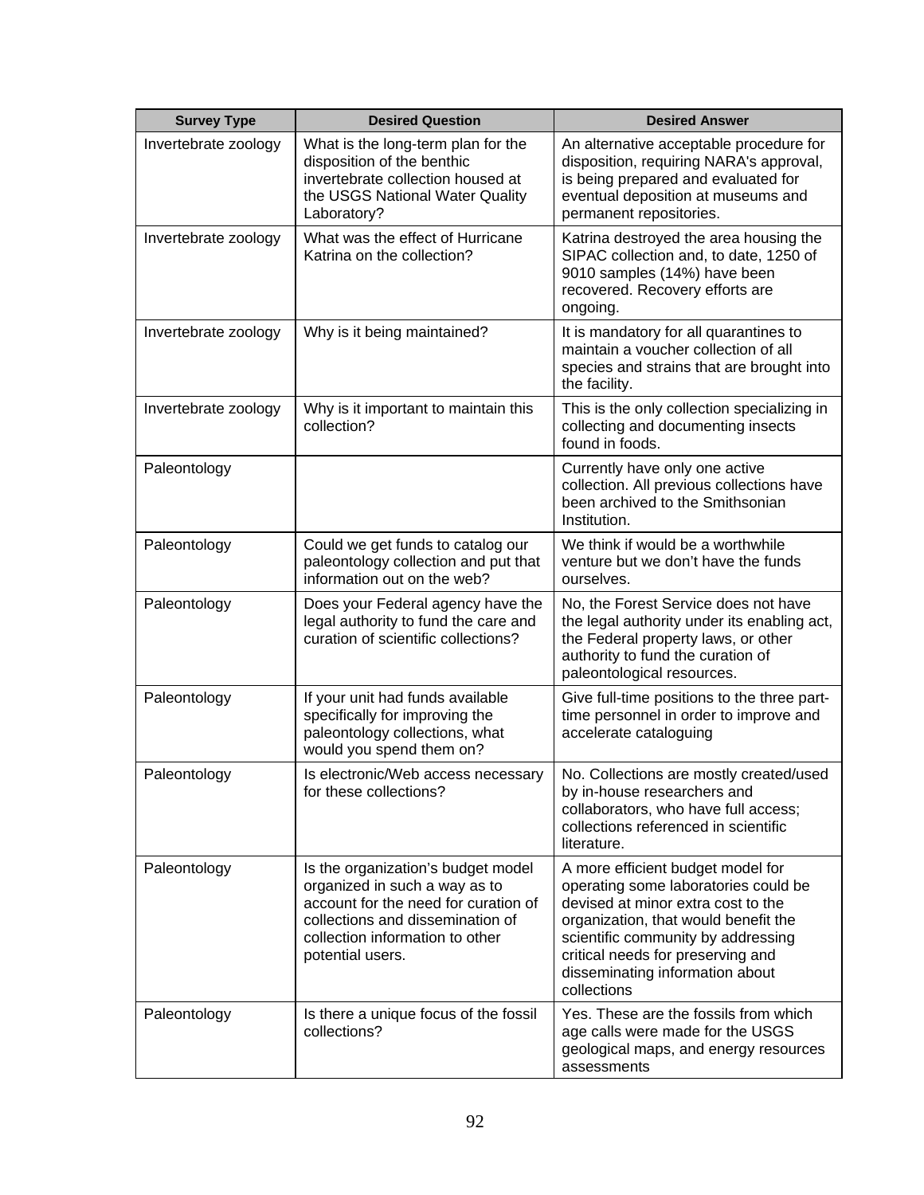| Survey Type | Desired Question | Desired Answer |
| --- | --- | --- |
| Invertebrate zoology | What is the long-term plan for the disposition of the benthic invertebrate collection housed at the USGS National Water Quality Laboratory? | An alternative acceptable procedure for disposition, requiring NARA's approval, is being prepared and evaluated for eventual deposition at museums and permanent repositories. |
| Invertebrate zoology | What was the effect of Hurricane Katrina on the collection? | Katrina destroyed the area housing the SIPAC collection and, to date, 1250 of 9010 samples (14%) have been recovered. Recovery efforts are ongoing. |
| Invertebrate zoology | Why is it being maintained? | It is mandatory for all quarantines to maintain a voucher collection of all species and strains that are brought into the facility. |
| Invertebrate zoology | Why is it important to maintain this collection? | This is the only collection specializing in collecting and documenting insects found in foods. |
| Paleontology | | Currently have only one active collection. All previous collections have been archived to the Smithsonian Institution. |
| Paleontology | Could we get funds to catalog our paleontology collection and put that information out on the web? | We think if would be a worthwhile venture but we don't have the funds ourselves. |
| Paleontology | Does your Federal agency have the legal authority to fund the care and curation of scientific collections? | No, the Forest Service does not have the legal authority under its enabling act, the Federal property laws, or other authority to fund the curation of paleontological resources. |
| Paleontology | If your unit had funds available specifically for improving the paleontology collections, what would you spend them on? | Give full-time positions to the three part-time personnel in order to improve and accelerate cataloguing |
| Paleontology | Is electronic/Web access necessary for these collections? | No. Collections are mostly created/used by in-house researchers and collaborators, who have full access; collections referenced in scientific literature. |
| Paleontology | Is the organization's budget model organized in such a way as to account for the need for curation of collections and dissemination of collection information to other potential users. | A more efficient budget model for operating some laboratories could be devised at minor extra cost to the organization, that would benefit the scientific community by addressing critical needs for preserving and disseminating information about collections |
| Paleontology | Is there a unique focus of the fossil collections? | Yes. These are the fossils from which age calls were made for the USGS geological maps, and energy resources assessments |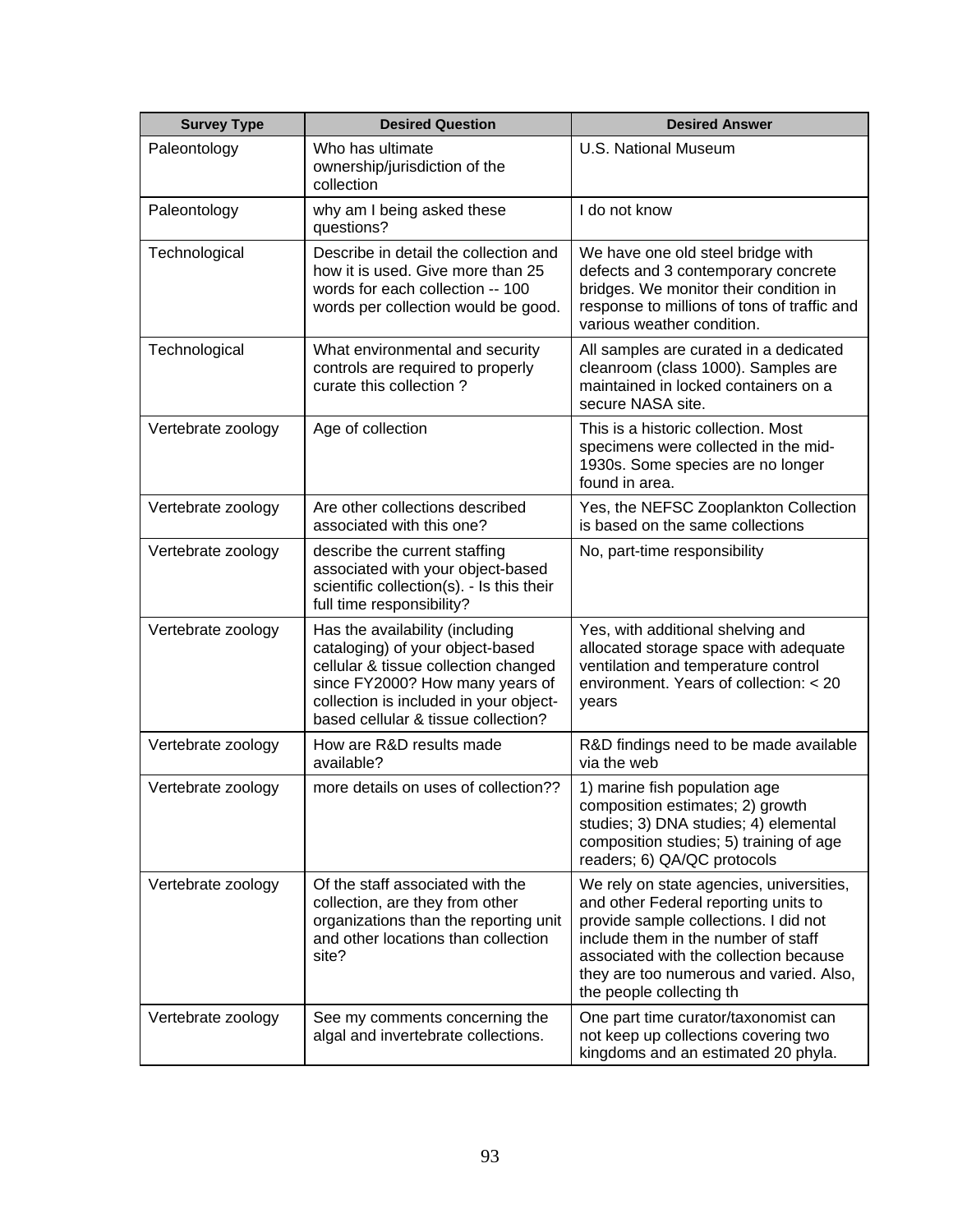| Survey Type | Desired Question | Desired Answer |
|---|---|---|
| Paleontology | Who has ultimate ownership/jurisdiction of the collection | U.S. National Museum |
| Paleontology | why am I being asked these questions? | I do not know |
| Technological | Describe in detail the collection and how it is used. Give more than 25 words for each collection -- 100 words per collection would be good. | We have one old steel bridge with defects and 3 contemporary concrete bridges. We monitor their condition in response to millions of tons of traffic and various weather condition. |
| Technological | What environmental and security controls are required to properly curate this collection ? | All samples are curated in a dedicated cleanroom (class 1000). Samples are maintained in locked containers on a secure NASA site. |
| Vertebrate zoology | Age of collection | This is a historic collection. Most specimens were collected in the mid-1930s. Some species are no longer found in area. |
| Vertebrate zoology | Are other collections described associated with this one? | Yes, the NEFSC Zooplankton Collection is based on the same collections |
| Vertebrate zoology | describe the current staffing associated with your object-based scientific collection(s). - Is this their full time responsibility? | No, part-time responsibility |
| Vertebrate zoology | Has the availability (including cataloging) of your object-based cellular & tissue collection changed since FY2000? How many years of collection is included in your object-based cellular & tissue collection? | Yes, with additional shelving and allocated storage space with adequate ventilation and temperature control environment. Years of collection: < 20 years |
| Vertebrate zoology | How are R&D results made available? | R&D findings need to be made available via the web |
| Vertebrate zoology | more details on uses of collection?? | 1) marine fish population age composition estimates; 2) growth studies; 3) DNA studies; 4) elemental composition studies; 5) training of age readers; 6) QA/QC protocols |
| Vertebrate zoology | Of the staff associated with the collection, are they from other organizations than the reporting unit and other locations than collection site? | We rely on state agencies, universities, and other Federal reporting units to provide sample collections. I did not include them in the number of staff associated with the collection because they are too numerous and varied. Also, the people collecting th |
| Vertebrate zoology | See my comments concerning the algal and invertebrate collections. | One part time curator/taxonomist can not keep up collections covering two kingdoms and an estimated 20 phyla. |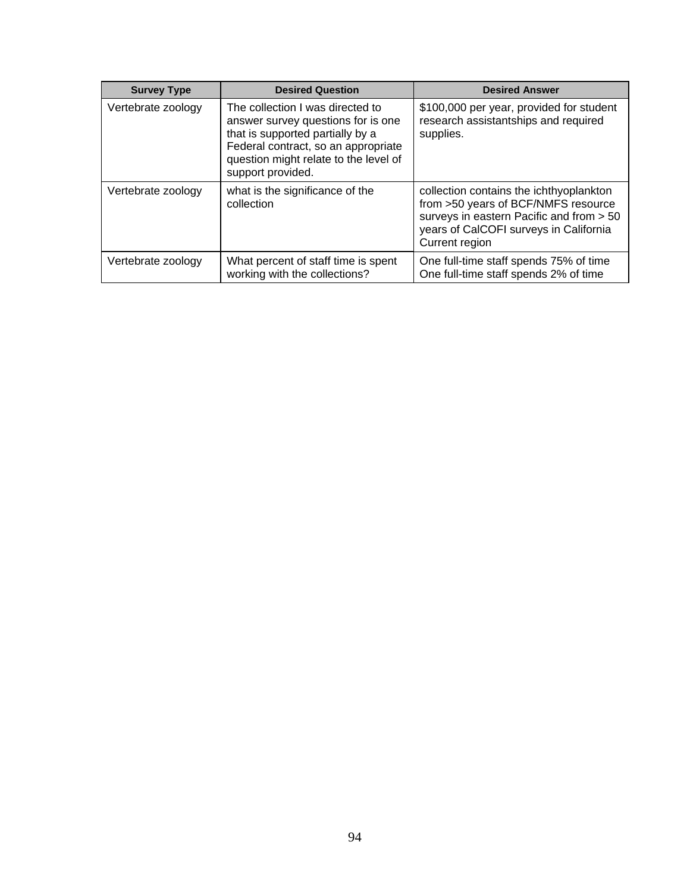| Survey Type | Desired Question | Desired Answer |
| --- | --- | --- |
| Vertebrate zoology | The collection I was directed to answer survey questions for is one that is supported partially by a Federal contract, so an appropriate question might relate to the level of support provided. | $100,000 per year, provided for student research assistantships and required supplies. |
| Vertebrate zoology | what is the significance of the collection | collection contains the ichthyoplankton from >50 years of BCF/NMFS resource surveys in eastern Pacific and from > 50 years of CalCOFI surveys in California Current region |
| Vertebrate zoology | What percent of staff time is spent working with the collections? | One full-time staff spends 75% of time One full-time staff spends 2% of time |